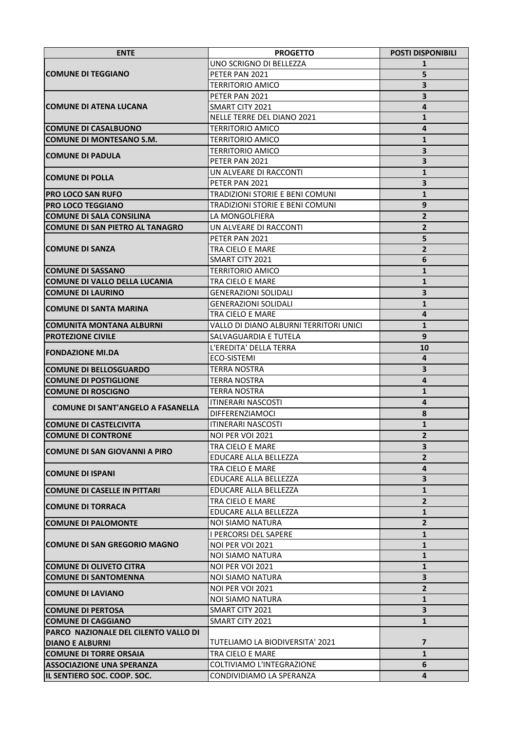| ENTE | PROGETTO | POSTI DISPONIBILI |
|---|---|---|
| COMUNE DI TEGGIANO | UNO SCRIGNO DI BELLEZZA | 1 |
| | PETER PAN 2021 | 5 |
| | TERRITORIO AMICO | 3 |
| COMUNE DI ATENA LUCANA | PETER PAN 2021 | 3 |
| | SMART CITY 2021 | 4 |
| | NELLE TERRE DEL DIANO 2021 | 1 |
| COMUNE DI CASALBUONO | TERRITORIO AMICO | 4 |
| COMUNE DI MONTESANO S.M. | TERRITORIO AMICO | 1 |
| COMUNE DI PADULA | TERRITORIO AMICO | 3 |
| | PETER PAN 2021 | 3 |
| COMUNE DI POLLA | UN ALVEARE DI RACCONTI | 1 |
| | PETER PAN 2021 | 3 |
| PRO LOCO SAN RUFO | TRADIZIONI STORIE E BENI COMUNI | 1 |
| PRO LOCO TEGGIANO | TRADIZIONI STORIE E BENI COMUNI | 9 |
| COMUNE DI SALA CONSILINA | LA MONGOLFIERA | 2 |
| COMUNE DI SAN PIETRO AL TANAGRO | UN ALVEARE DI RACCONTI | 2 |
| COMUNE DI SANZA | PETER PAN 2021 | 5 |
| | TRA CIELO E MARE | 2 |
| | SMART CITY 2021 | 6 |
| COMUNE DI SASSANO | TERRITORIO AMICO | 1 |
| COMUNE DI VALLO DELLA LUCANIA | TRA CIELO E MARE | 1 |
| COMUNE DI LAURINO | GENERAZIONI SOLIDALI | 3 |
| COMUNE DI SANTA MARINA | GENERAZIONI SOLIDALI | 1 |
| | TRA CIELO E MARE | 4 |
| COMUNITA MONTANA ALBURNI | VALLO DI DIANO ALBURNI TERRITORI UNICI | 1 |
| PROTEZIONE CIVILE | SALVAGUARDIA E TUTELA | 9 |
| FONDAZIONE MI.DA | L'EREDITA' DELLA TERRA | 10 |
| | ECO-SISTEMI | 4 |
| COMUNE DI BELLOSGUARDO | TERRA NOSTRA | 3 |
| COMUNE DI POSTIGLIONE | TERRA NOSTRA | 4 |
| COMUNE DI ROSCIGNO | TERRA NOSTRA | 1 |
| COMUNE DI SANT'ANGELO A FASANELLA | ITINERARI NASCOSTI | 4 |
| | DIFFERENZIAMOCI | 8 |
| COMUNE DI CASTELCIVITA | ITINERARI NASCOSTI | 1 |
| COMUNE DI CONTRONE | NOI PER VOI 2021 | 2 |
| COMUNE DI SAN GIOVANNI A PIRO | TRA CIELO E MARE | 3 |
| | EDUCARE ALLA BELLEZZA | 2 |
| COMUNE DI ISPANI | TRA CIELO E MARE | 4 |
| | EDUCARE ALLA BELLEZZA | 3 |
| COMUNE DI CASELLE IN PITTARI | EDUCARE ALLA BELLEZZA | 1 |
| COMUNE DI TORRACA | TRA CIELO E MARE | 2 |
| | EDUCARE ALLA BELLEZZA | 1 |
| COMUNE DI PALOMONTE | NOI SIAMO NATURA | 2 |
| COMUNE DI SAN GREGORIO MAGNO | I PERCORSI DEL SAPERE | 1 |
| | NOI PER VOI 2021 | 1 |
| | NOI SIAMO NATURA | 1 |
| COMUNE DI OLIVETO CITRA | NOI PER VOI 2021 | 1 |
| COMUNE DI SANTOMENNA | NOI SIAMO NATURA | 3 |
| COMUNE DI LAVIANO | NOI PER VOI 2021 | 2 |
| | NOI SIAMO NATURA | 1 |
| COMUNE DI PERTOSA | SMART CITY 2021 | 3 |
| COMUNE DI CAGGIANO | SMART CITY 2021 | 1 |
| PARCO NAZIONALE DEL CILENTO VALLO DI DIANO E ALBURNI | TUTELIAMO LA BIODIVERSITA' 2021 | 7 |
| COMUNE DI TORRE ORSAIA | TRA CIELO E MARE | 1 |
| ASSOCIAZIONE UNA SPERANZA | COLTIVIAMO L'INTEGRAZIONE | 6 |
| IL SENTIERO SOC. COOP. SOC. | CONDIVIDIAMO LA SPERANZA | 4 |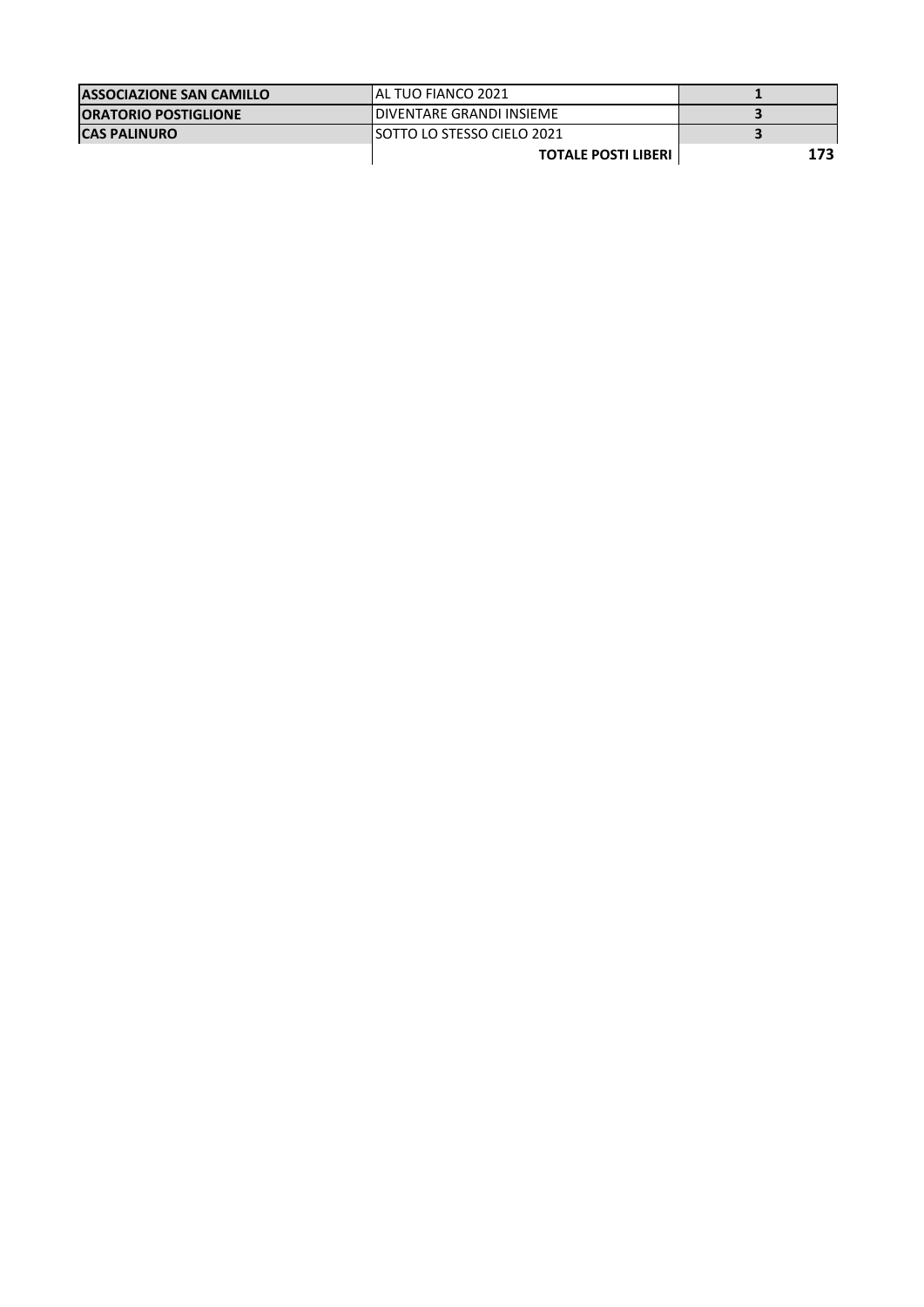| | | |
|---|---|---|
| **ASSOCIAZIONE SAN CAMILLO** | AL TUO FIANCO 2021 | **1** |
| **ORATORIO POSTIGLIONE** | DIVENTARE GRANDI INSIEME | **3** |
| **CAS PALINURO** | SOTTO LO STESSO CIELO 2021 | **3** |
| | **TOTALE POSTI LIBERI** | **173** |